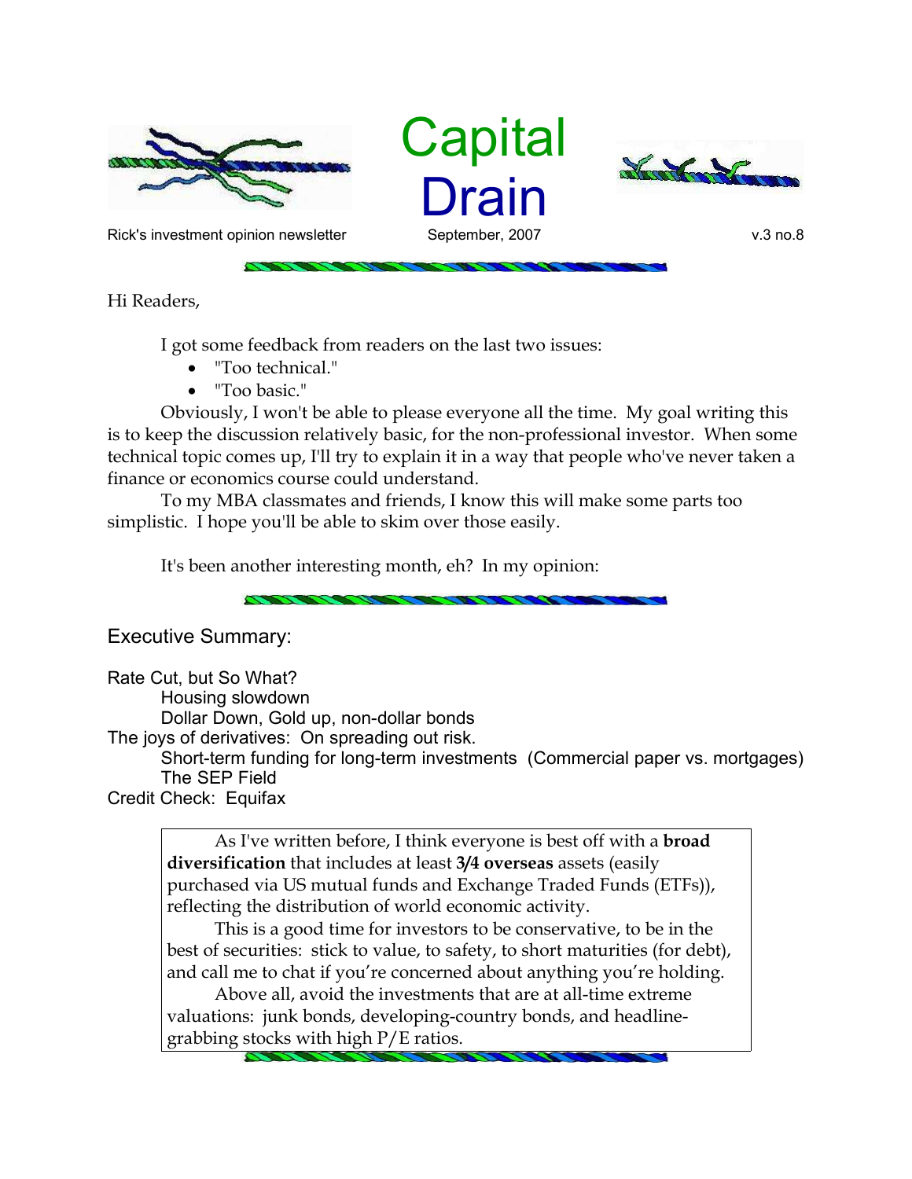# Capital Drain

Rick's investment opinion newsletter — September, 2007 — v.3 no.8

Hi Readers,

I got some feedback from readers on the last two issues:

- "Too technical."
- "Too basic."

Obviously, I won't be able to please everyone all the time. My goal writing this is to keep the discussion relatively basic, for the non-professional investor. When some technical topic comes up, I'll try to explain it in a way that people who've never taken a finance or economics course could understand.

To my MBA classmates and friends, I know this will make some parts too simplistic. I hope you'll be able to skim over those easily.

It's been another interesting month, eh? In my opinion:

## Executive Summary:

Rate Cut, but So What?
- Housing slowdown
- Dollar Down, Gold up, non-dollar bonds

The joys of derivatives: On spreading out risk.
- Short-term funding for long-term investments (Commercial paper vs. mortgages)
- The SEP Field

Credit Check: Equifax

> As I've written before, I think everyone is best off with a **broad diversification** that includes at least **3/4 overseas** assets (easily purchased via US mutual funds and Exchange Traded Funds (ETFs)), reflecting the distribution of world economic activity.
>
> This is a good time for investors to be conservative, to be in the best of securities: stick to value, to safety, to short maturities (for debt), and call me to chat if you're concerned about anything you're holding.
>
> Above all, avoid the investments that are at all-time extreme valuations: junk bonds, developing-country bonds, and headline-grabbing stocks with high P/E ratios.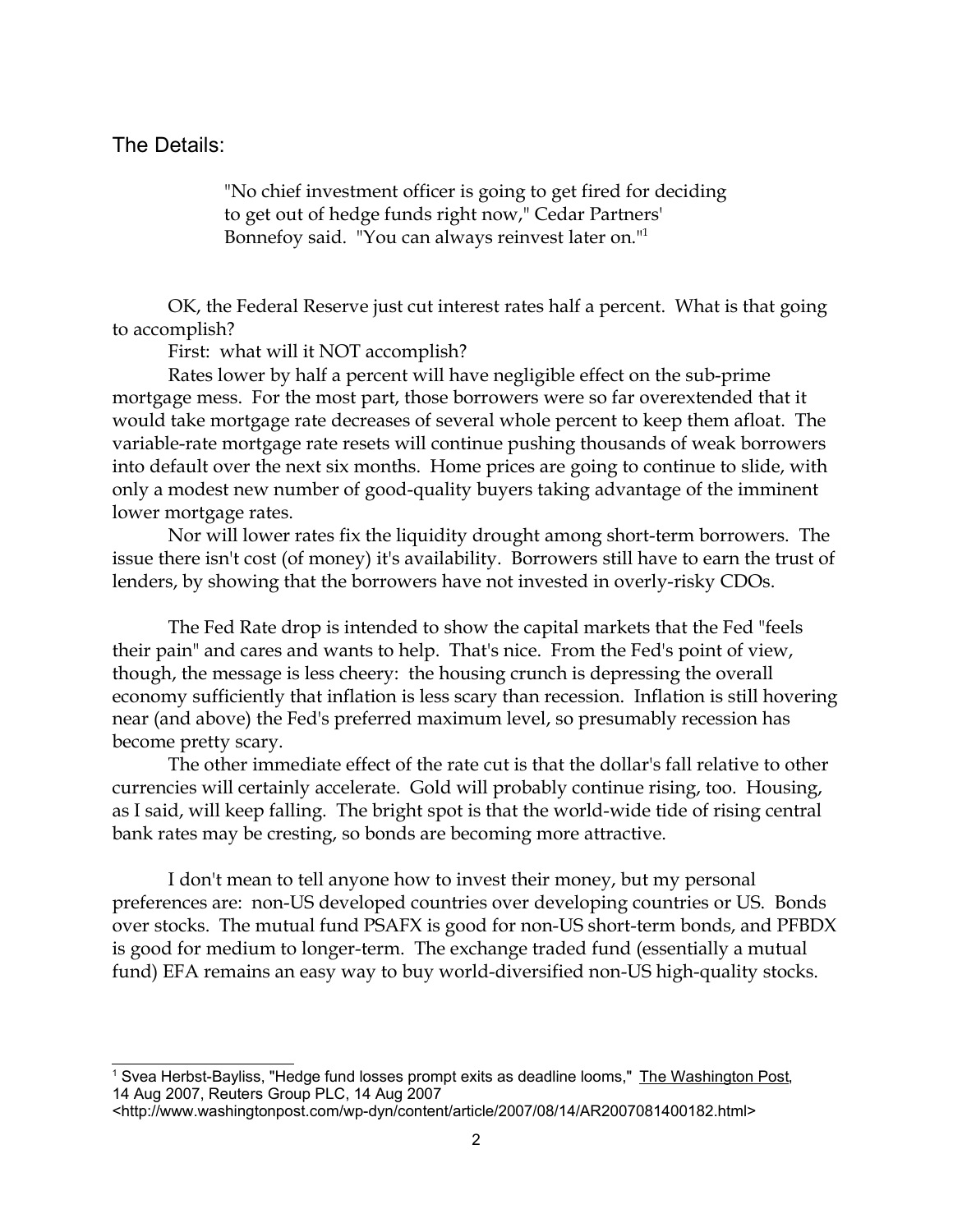## The Details:

> "No chief investment officer is going to get fired for deciding to get out of hedge funds right now," Cedar Partners' Bonnefoy said. "You can always reinvest later on."[1]

OK, the Federal Reserve just cut interest rates half a percent. What is that going to accomplish?

First: what will it NOT accomplish?

Rates lower by half a percent will have negligible effect on the sub-prime mortgage mess. For the most part, those borrowers were so far overextended that it would take mortgage rate decreases of several whole percent to keep them afloat. The variable-rate mortgage rate resets will continue pushing thousands of weak borrowers into default over the next six months. Home prices are going to continue to slide, with only a modest new number of good-quality buyers taking advantage of the imminent lower mortgage rates.

Nor will lower rates fix the liquidity drought among short-term borrowers. The issue there isn't cost (of money) it's availability. Borrowers still have to earn the trust of lenders, by showing that the borrowers have not invested in overly-risky CDOs.

The Fed Rate drop is intended to show the capital markets that the Fed "feels their pain" and cares and wants to help. That's nice. From the Fed's point of view, though, the message is less cheery: the housing crunch is depressing the overall economy sufficiently that inflation is less scary than recession. Inflation is still hovering near (and above) the Fed's preferred maximum level, so presumably recession has become pretty scary.

The other immediate effect of the rate cut is that the dollar's fall relative to other currencies will certainly accelerate. Gold will probably continue rising, too. Housing, as I said, will keep falling. The bright spot is that the world-wide tide of rising central bank rates may be cresting, so bonds are becoming more attractive.

I don't mean to tell anyone how to invest their money, but my personal preferences are: non-US developed countries over developing countries or US. Bonds over stocks. The mutual fund PSAFX is good for non-US short-term bonds, and PFBDX is good for medium to longer-term. The exchange traded fund (essentially a mutual fund) EFA remains an easy way to buy world-diversified non-US high-quality stocks.

---

[1] Svea Herbst-Bayliss, "Hedge fund losses prompt exits as deadline looms," The Washington Post, 14 Aug 2007, Reuters Group PLC, 14 Aug 2007 <http://www.washingtonpost.com/wp-dyn/content/article/2007/08/14/AR2007081400182.html>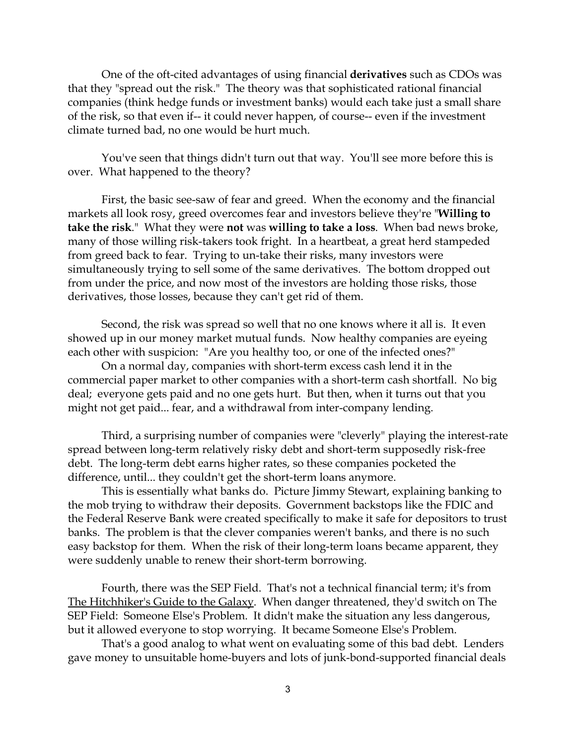One of the oft-cited advantages of using financial **derivatives** such as CDOs was that they "spread out the risk." The theory was that sophisticated rational financial companies (think hedge funds or investment banks) would each take just a small share of the risk, so that even if-- it could never happen, of course-- even if the investment climate turned bad, no one would be hurt much.

You've seen that things didn't turn out that way. You'll see more before this is over. What happened to the theory?

First, the basic see-saw of fear and greed. When the economy and the financial markets all look rosy, greed overcomes fear and investors believe they're "**Willing to take the risk**." What they were **not** was **willing to take a loss**. When bad news broke, many of those willing risk-takers took fright. In a heartbeat, a great herd stampeded from greed back to fear. Trying to un-take their risks, many investors were simultaneously trying to sell some of the same derivatives. The bottom dropped out from under the price, and now most of the investors are holding those risks, those derivatives, those losses, because they can't get rid of them.

Second, the risk was spread so well that no one knows where it all is. It even showed up in our money market mutual funds. Now healthy companies are eyeing each other with suspicion: "Are you healthy too, or one of the infected ones?"

On a normal day, companies with short-term excess cash lend it in the commercial paper market to other companies with a short-term cash shortfall. No big deal; everyone gets paid and no one gets hurt. But then, when it turns out that you might not get paid... fear, and a withdrawal from inter-company lending.

Third, a surprising number of companies were "cleverly" playing the interest-rate spread between long-term relatively risky debt and short-term supposedly risk-free debt. The long-term debt earns higher rates, so these companies pocketed the difference, until... they couldn't get the short-term loans anymore.

This is essentially what banks do. Picture Jimmy Stewart, explaining banking to the mob trying to withdraw their deposits. Government backstops like the FDIC and the Federal Reserve Bank were created specifically to make it safe for depositors to trust banks. The problem is that the clever companies weren't banks, and there is no such easy backstop for them. When the risk of their long-term loans became apparent, they were suddenly unable to renew their short-term borrowing.

Fourth, there was the SEP Field. That's not a technical financial term; it's from The Hitchhiker's Guide to the Galaxy. When danger threatened, they'd switch on The SEP Field: Someone Else's Problem. It didn't make the situation any less dangerous, but it allowed everyone to stop worrying. It became Someone Else's Problem.

That's a good analog to what went on evaluating some of this bad debt. Lenders gave money to unsuitable home-buyers and lots of junk-bond-supported financial deals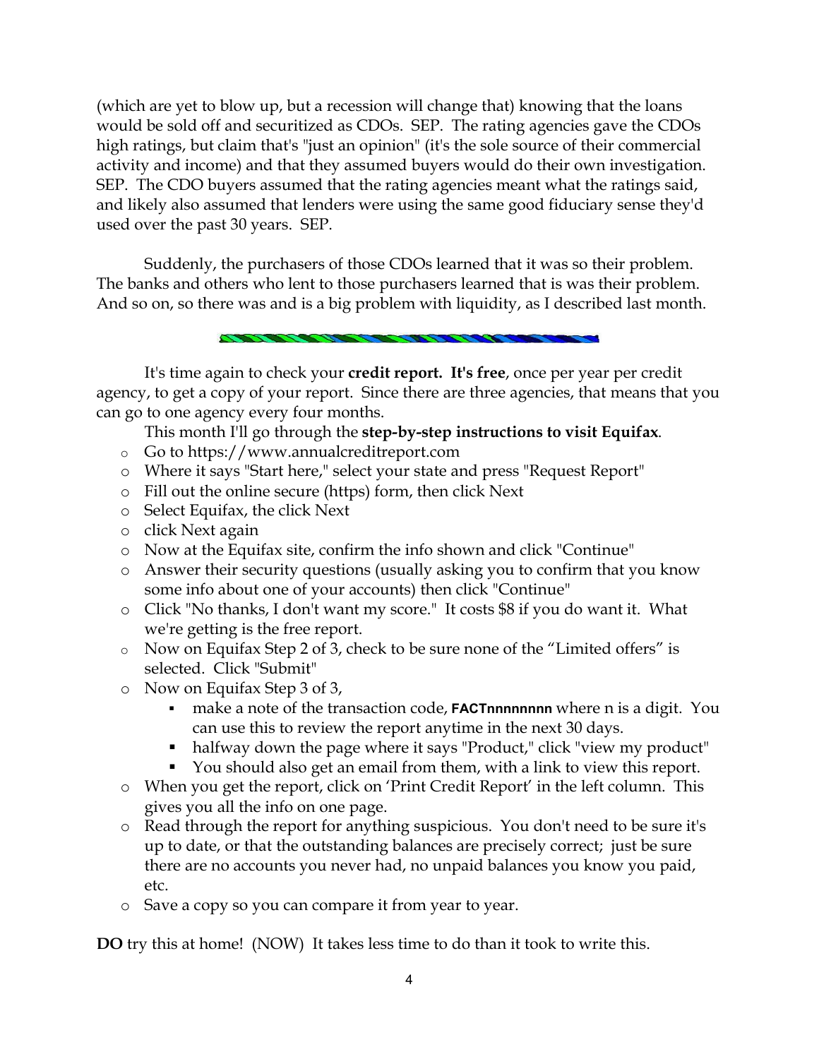(which are yet to blow up, but a recession will change that) knowing that the loans would be sold off and securitized as CDOs. SEP. The rating agencies gave the CDOs high ratings, but claim that's "just an opinion" (it's the sole source of their commercial activity and income) and that they assumed buyers would do their own investigation. SEP. The CDO buyers assumed that the rating agencies meant what the ratings said, and likely also assumed that lenders were using the same good fiduciary sense they'd used over the past 30 years. SEP.

Suddenly, the purchasers of those CDOs learned that it was so their problem. The banks and others who lent to those purchasers learned that is was their problem. And so on, so there was and is a big problem with liquidity, as I described last month.

---

It's time again to check your **credit report. It's free**, once per year per credit agency, to get a copy of your report. Since there are three agencies, that means that you can go to one agency every four months.

This month I'll go through the **step-by-step instructions to visit Equifax**.

- Go to https://www.annualcreditreport.com
- Where it says "Start here," select your state and press "Request Report"
- Fill out the online secure (https) form, then click Next
- Select Equifax, the click Next
- click Next again
- Now at the Equifax site, confirm the info shown and click "Continue"
- Answer their security questions (usually asking you to confirm that you know some info about one of your accounts) then click "Continue"
- Click "No thanks, I don't want my score." It costs $8 if you do want it. What we're getting is the free report.
- Now on Equifax Step 2 of 3, check to be sure none of the "Limited offers" is selected. Click "Submit"
- Now on Equifax Step 3 of 3,
  - make a note of the transaction code, **FACTnnnnnnnn** where n is a digit. You can use this to review the report anytime in the next 30 days.
  - halfway down the page where it says "Product," click "view my product"
  - You should also get an email from them, with a link to view this report.
- When you get the report, click on 'Print Credit Report' in the left column. This gives you all the info on one page.
- Read through the report for anything suspicious. You don't need to be sure it's up to date, or that the outstanding balances are precisely correct; just be sure there are no accounts you never had, no unpaid balances you know you paid, etc.
- Save a copy so you can compare it from year to year.

**DO** try this at home! (NOW) It takes less time to do than it took to write this.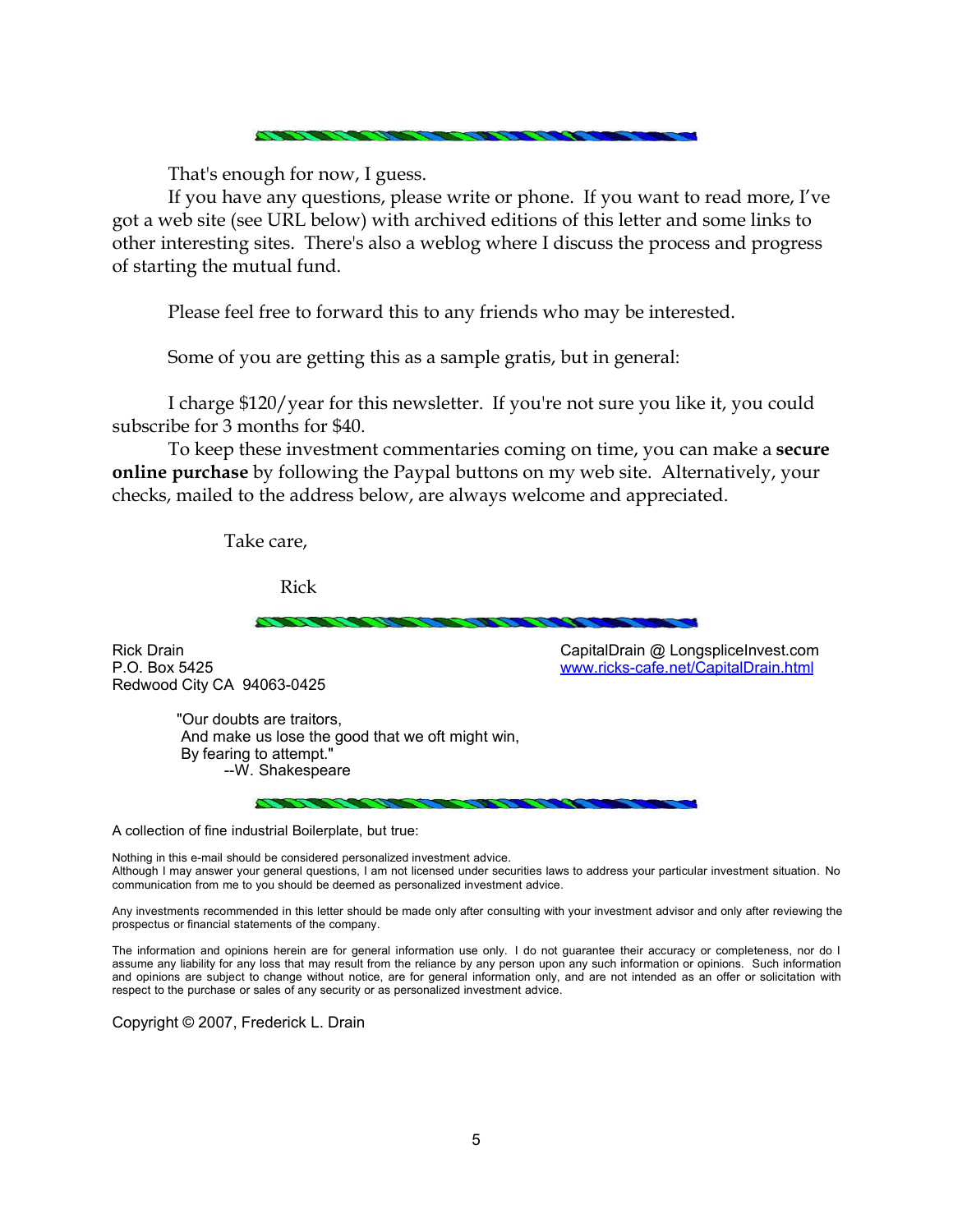That's enough for now, I guess.

If you have any questions, please write or phone. If you want to read more, I've got a web site (see URL below) with archived editions of this letter and some links to other interesting sites. There's also a weblog where I discuss the process and progress of starting the mutual fund.

Please feel free to forward this to any friends who may be interested.

Some of you are getting this as a sample gratis, but in general:

I charge $120/year for this newsletter. If you're not sure you like it, you could subscribe for 3 months for $40.

To keep these investment commentaries coming on time, you can make a **secure online purchase** by following the Paypal buttons on my web site. Alternatively, your checks, mailed to the address below, are always welcome and appreciated.

Take care,

Rick

Rick Drain
P.O. Box 5425
Redwood City CA 94063-0425

CapitalDrain @ LongspliceInvest.com
www.ricks-cafe.net/CapitalDrain.html

"Our doubts are traitors,
And make us lose the good that we oft might win,
By fearing to attempt."
--W. Shakespeare

A collection of fine industrial Boilerplate, but true:

Nothing in this e-mail should be considered personalized investment advice.
Although I may answer your general questions, I am not licensed under securities laws to address your particular investment situation. No communication from me to you should be deemed as personalized investment advice.

Any investments recommended in this letter should be made only after consulting with your investment advisor and only after reviewing the prospectus or financial statements of the company.

The information and opinions herein are for general information use only. I do not guarantee their accuracy or completeness, nor do I assume any liability for any loss that may result from the reliance by any person upon any such information or opinions. Such information and opinions are subject to change without notice, are for general information only, and are not intended as an offer or solicitation with respect to the purchase or sales of any security or as personalized investment advice.

Copyright © 2007, Frederick L. Drain